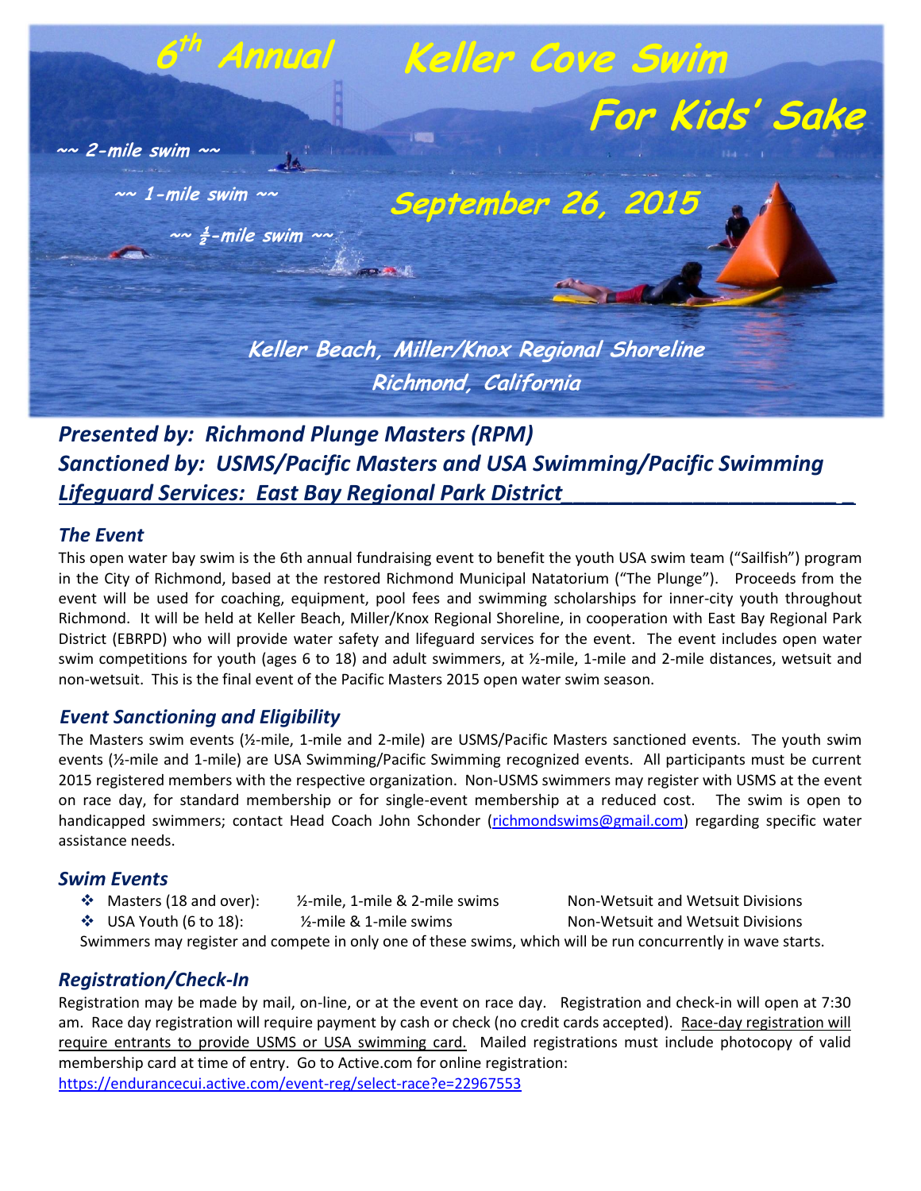# 6th Annual Keller Cove Swim For Kids' Sake

~~ 2-mile swim ~~

~~ 1-mile swim ~~

~~ ½-mile swim ~~

**September 26, 2015**

**Keller Beach, Miller/Knox Regional Shoreline**
**Richmond, California**

***Presented by: Richmond Plunge Masters (RPM)***
***Sanctioned by: USMS/Pacific Masters and USA Swimming/Pacific Swimming***
***Lifeguard Services: East Bay Regional Park District***

## *The Event*

This open water bay swim is the 6th annual fundraising event to benefit the youth USA swim team ("Sailfish") program in the City of Richmond, based at the restored Richmond Municipal Natatorium ("The Plunge"). Proceeds from the event will be used for coaching, equipment, pool fees and swimming scholarships for inner-city youth throughout Richmond. It will be held at Keller Beach, Miller/Knox Regional Shoreline, in cooperation with East Bay Regional Park District (EBRPD) who will provide water safety and lifeguard services for the event. The event includes open water swim competitions for youth (ages 6 to 18) and adult swimmers, at ½-mile, 1-mile and 2-mile distances, wetsuit and non-wetsuit. This is the final event of the Pacific Masters 2015 open water swim season.

## *Event Sanctioning and Eligibility*

The Masters swim events (½-mile, 1-mile and 2-mile) are USMS/Pacific Masters sanctioned events. The youth swim events (½-mile and 1-mile) are USA Swimming/Pacific Swimming recognized events. All participants must be current 2015 registered members with the respective organization. Non-USMS swimmers may register with USMS at the event on race day, for standard membership or for single-event membership at a reduced cost. The swim is open to handicapped swimmers; contact Head Coach John Schonder (richmondswims@gmail.com) regarding specific water assistance needs.

## *Swim Events*

- Masters (18 and over): ½-mile, 1-mile & 2-mile swims — Non-Wetsuit and Wetsuit Divisions
- USA Youth (6 to 18): ½-mile & 1-mile swims — Non-Wetsuit and Wetsuit Divisions

Swimmers may register and compete in only one of these swims, which will be run concurrently in wave starts.

## *Registration/Check-In*

Registration may be made by mail, on-line, or at the event on race day. Registration and check-in will open at 7:30 am. Race day registration will require payment by cash or check (no credit cards accepted). Race-day registration will require entrants to provide USMS or USA swimming card. Mailed registrations must include photocopy of valid membership card at time of entry. Go to Active.com for online registration:
https://endurancecui.active.com/event-reg/select-race?e=22967553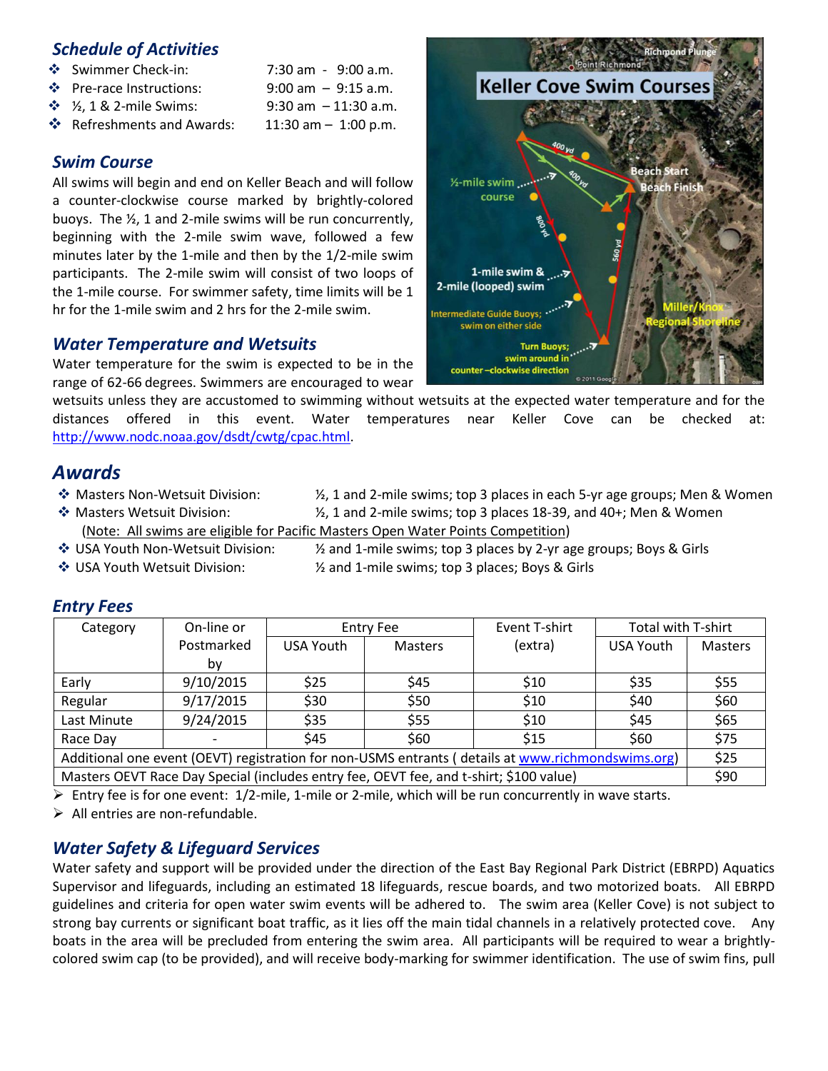## Schedule of Activities

- Swimmer Check-in: 7:30 am - 9:00 a.m.
- Pre-race Instructions: 9:00 am – 9:15 a.m.
- ½, 1 & 2-mile Swims: 9:30 am – 11:30 a.m.
- Refreshments and Awards: 11:30 am – 1:00 p.m.

## Swim Course

All swims will begin and end on Keller Beach and will follow a counter-clockwise course marked by brightly-colored buoys. The ½, 1 and 2-mile swims will be run concurrently, beginning with the 2-mile swim wave, followed a few minutes later by the 1-mile and then by the 1/2-mile swim participants. The 2-mile swim will consist of two loops of the 1-mile course. For swimmer safety, time limits will be 1 hr for the 1-mile swim and 2 hrs for the 2-mile swim.

## Water Temperature and Wetsuits

Water temperature for the swim is expected to be in the range of 62-66 degrees. Swimmers are encouraged to wear wetsuits unless they are accustomed to swimming without wetsuits at the expected water temperature and for the distances offered in this event. Water temperatures near Keller Cove can be checked at: http://www.nodc.noaa.gov/dsdt/cwtg/cpac.html.

## Awards

- Masters Non-Wetsuit Division: ½, 1 and 2-mile swims; top 3 places in each 5-yr age groups; Men & Women
- Masters Wetsuit Division: ½, 1 and 2-mile swims; top 3 places 18-39, and 40+; Men & Women

  (Note: All swims are eligible for Pacific Masters Open Water Points Competition)
- USA Youth Non-Wetsuit Division: ½ and 1-mile swims; top 3 places by 2-yr age groups; Boys & Girls
- USA Youth Wetsuit Division: ½ and 1-mile swims; top 3 places; Boys & Girls

## Entry Fees

| Category | On-line or Postmarked by | Entry Fee | | Event T-shirt (extra) | Total with T-shirt | |
|---|---|---|---|---|---|---|
| | | USA Youth | Masters | | USA Youth | Masters |
| Early | 9/10/2015 | $25 | $45 | $10 | $35 | $55 |
| Regular | 9/17/2015 | $30 | $50 | $10 | $40 | $60 |
| Last Minute | 9/24/2015 | $35 | $55 | $10 | $45 | $65 |
| Race Day | - | $45 | $60 | $15 | $60 | $75 |
| Additional one event (OEVT) registration for non-USMS entrants ( details at www.richmondswims.org) | | | | | | $25 |
| Masters OEVT Race Day Special (includes entry fee, OEVT fee, and t-shirt; $100 value) | | | | | | $90 |

- Entry fee is for one event: 1/2-mile, 1-mile or 2-mile, which will be run concurrently in wave starts.
- All entries are non-refundable.

## Water Safety & Lifeguard Services

Water safety and support will be provided under the direction of the East Bay Regional Park District (EBRPD) Aquatics Supervisor and lifeguards, including an estimated 18 lifeguards, rescue boards, and two motorized boats. All EBRPD guidelines and criteria for open water swim events will be adhered to. The swim area (Keller Cove) is not subject to strong bay currents or significant boat traffic, as it lies off the main tidal channels in a relatively protected cove. Any boats in the area will be precluded from entering the swim area. All participants will be required to wear a brightly-colored swim cap (to be provided), and will receive body-marking for swimmer identification. The use of swim fins, pull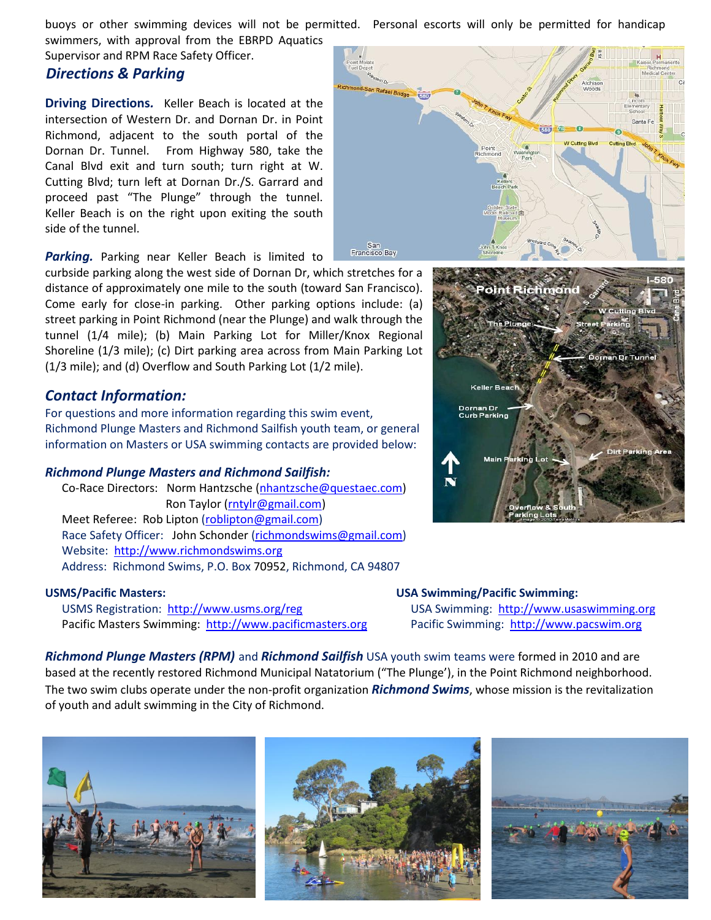buoys or other swimming devices will not be permitted. Personal escorts will only be permitted for handicap swimmers, with approval from the EBRPD Aquatics Supervisor and RPM Race Safety Officer.

## *Directions & Parking*

**Driving Directions.** Keller Beach is located at the intersection of Western Dr. and Dornan Dr. in Point Richmond, adjacent to the south portal of the Dornan Dr. Tunnel. From Highway 580, take the Canal Blvd exit and turn south; turn right at W. Cutting Blvd; turn left at Dornan Dr./S. Garrard and proceed past "The Plunge" through the tunnel. Keller Beach is on the right upon exiting the south side of the tunnel.

***Parking.*** Parking near Keller Beach is limited to curbside parking along the west side of Dornan Dr, which stretches for a distance of approximately one mile to the south (toward San Francisco). Come early for close-in parking. Other parking options include: (a) street parking in Point Richmond (near the Plunge) and walk through the tunnel (1/4 mile); (b) Main Parking Lot for Miller/Knox Regional Shoreline (1/3 mile); (c) Dirt parking area across from Main Parking Lot (1/3 mile); and (d) Overflow and South Parking Lot (1/2 mile).

## *Contact Information:*

For questions and more information regarding this swim event, Richmond Plunge Masters and Richmond Sailfish youth team, or general information on Masters or USA swimming contacts are provided below:

### *Richmond Plunge Masters and Richmond Sailfish:*

Co-Race Directors: Norm Hantzsche (nhantzsche@questaec.com)
Ron Taylor (rntylr@gmail.com)
Meet Referee: Rob Lipton (roblipton@gmail.com)
Race Safety Officer: John Schonder (richmondswims@gmail.com)
Website: http://www.richmondswims.org
Address: Richmond Swims, P.O. Box 70952, Richmond, CA 94807

### USMS/Pacific Masters:

USMS Registration: http://www.usms.org/reg
Pacific Masters Swimming: http://www.pacificmasters.org

### USA Swimming/Pacific Swimming:

USA Swimming: http://www.usaswimming.org
Pacific Swimming: http://www.pacswim.org

***Richmond Plunge Masters (RPM)*** and ***Richmond Sailfish*** USA youth swim teams were formed in 2010 and are based at the recently restored Richmond Municipal Natatorium ("The Plunge'), in the Point Richmond neighborhood. The two swim clubs operate under the non-profit organization ***Richmond Swims***, whose mission is the revitalization of youth and adult swimming in the City of Richmond.